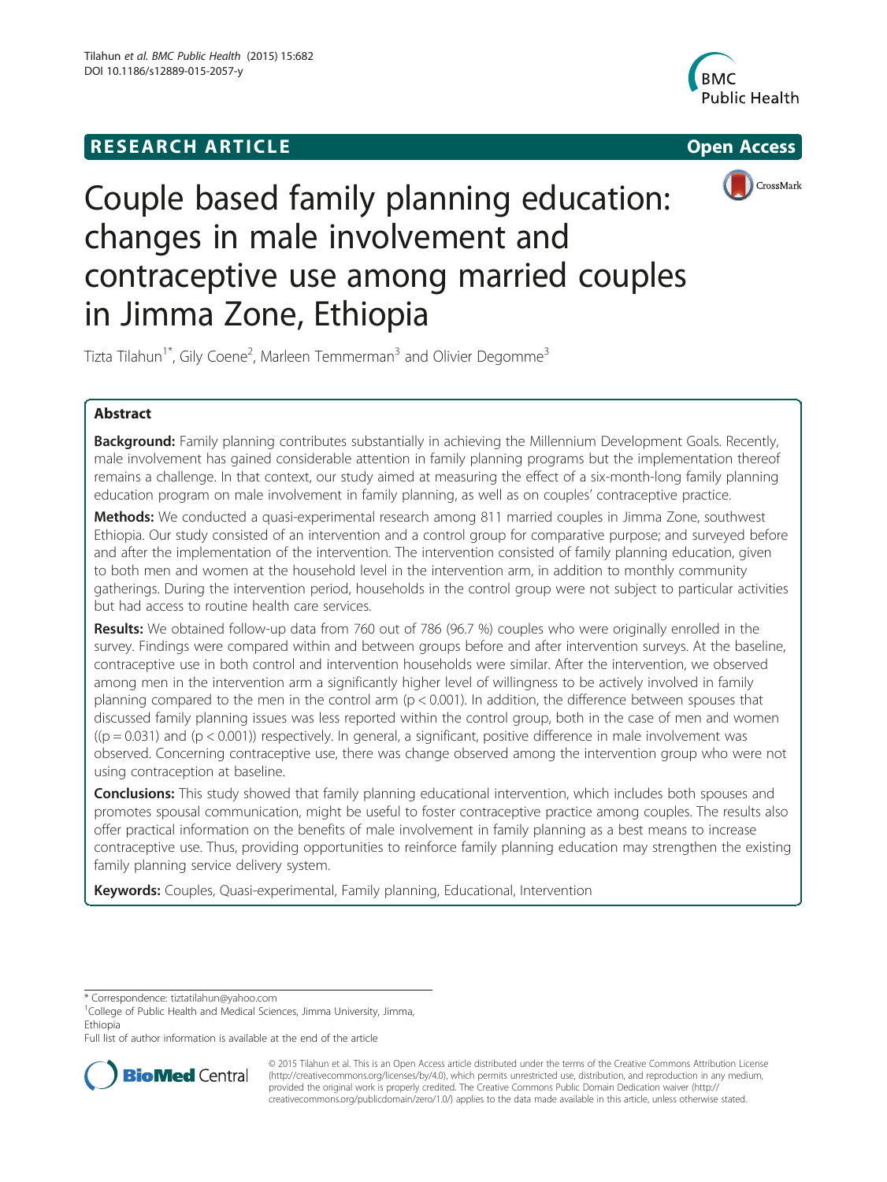RESEARCH ARTICLE

Open Access

# Couple based family planning education: changes in male involvement and contraceptive use among married couples in Jimma Zone, Ethiopia

Tizta Tilahun[1*], Gily Coene[2], Marleen Temmerman[3] and Olivier Degomme[3]

## Abstract

**Background:** Family planning contributes substantially in achieving the Millennium Development Goals. Recently, male involvement has gained considerable attention in family planning programs but the implementation thereof remains a challenge. In that context, our study aimed at measuring the effect of a six-month-long family planning education program on male involvement in family planning, as well as on couples' contraceptive practice.

**Methods:** We conducted a quasi-experimental research among 811 married couples in Jimma Zone, southwest Ethiopia. Our study consisted of an intervention and a control group for comparative purpose; and surveyed before and after the implementation of the intervention. The intervention consisted of family planning education, given to both men and women at the household level in the intervention arm, in addition to monthly community gatherings. During the intervention period, households in the control group were not subject to particular activities but had access to routine health care services.

**Results:** We obtained follow-up data from 760 out of 786 (96.7 %) couples who were originally enrolled in the survey. Findings were compared within and between groups before and after intervention surveys. At the baseline, contraceptive use in both control and intervention households were similar. After the intervention, we observed among men in the intervention arm a significantly higher level of willingness to be actively involved in family planning compared to the men in the control arm ($p < 0.001$). In addition, the difference between spouses that discussed family planning issues was less reported within the control group, both in the case of men and women (($p = 0.031$) and ($p < 0.001$)) respectively. In general, a significant, positive difference in male involvement was observed. Concerning contraceptive use, there was change observed among the intervention group who were not using contraception at baseline.

**Conclusions:** This study showed that family planning educational intervention, which includes both spouses and promotes spousal communication, might be useful to foster contraceptive practice among couples. The results also offer practical information on the benefits of male involvement in family planning as a best means to increase contraceptive use. Thus, providing opportunities to reinforce family planning education may strengthen the existing family planning service delivery system.

**Keywords:** Couples, Quasi-experimental, Family planning, Educational, Intervention

* Correspondence: tiztatilahun@yahoo.com
[1]College of Public Health and Medical Sciences, Jimma University, Jimma, Ethiopia
Full list of author information is available at the end of the article

© 2015 Tilahun et al. This is an Open Access article distributed under the terms of the Creative Commons Attribution License (http://creativecommons.org/licenses/by/4.0), which permits unrestricted use, distribution, and reproduction in any medium, provided the original work is properly credited. The Creative Commons Public Domain Dedication waiver (http://creativecommons.org/publicdomain/zero/1.0/) applies to the data made available in this article, unless otherwise stated.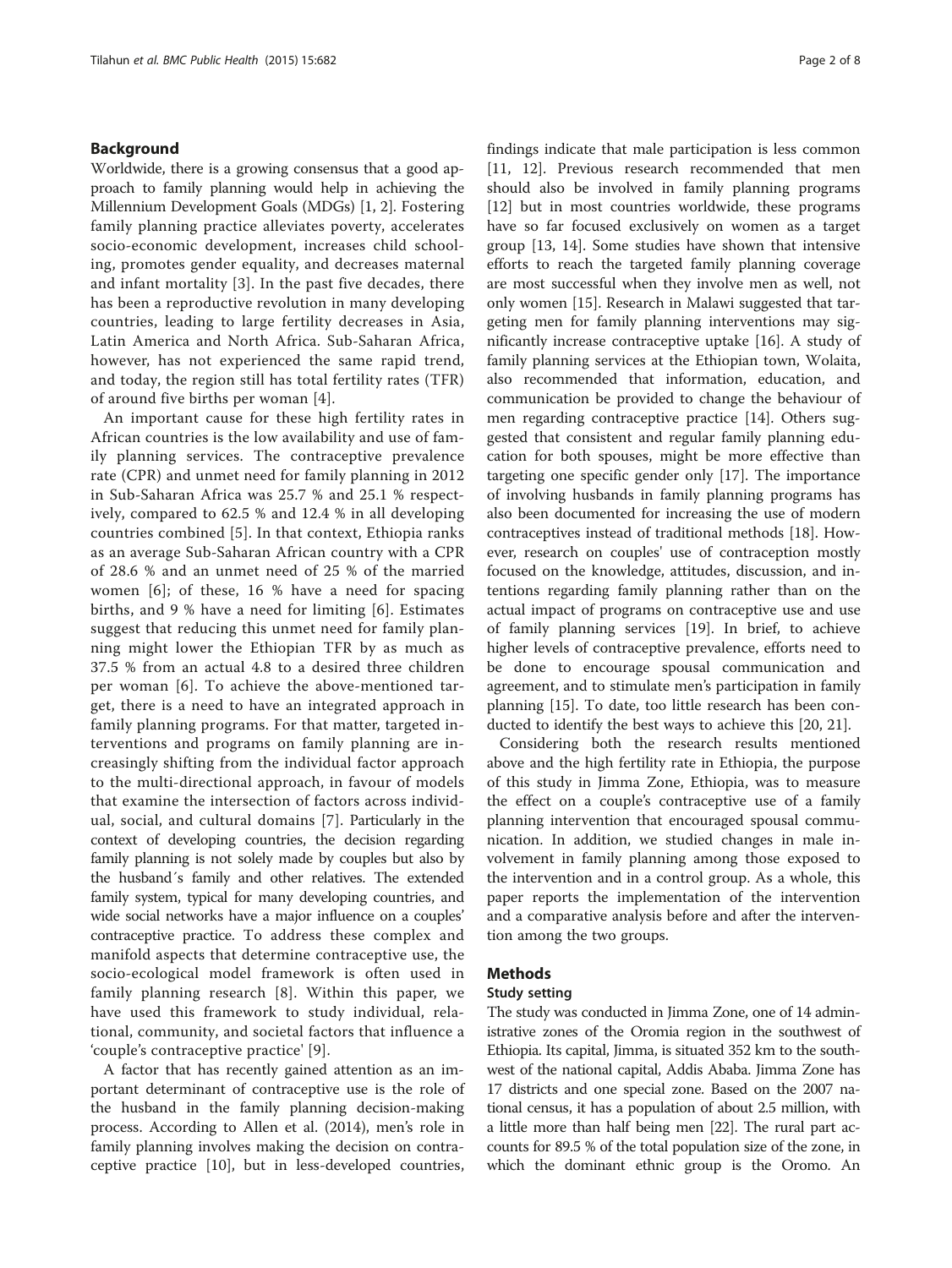## Background

Worldwide, there is a growing consensus that a good approach to family planning would help in achieving the Millennium Development Goals (MDGs) [1, 2]. Fostering family planning practice alleviates poverty, accelerates socio-economic development, increases child schooling, promotes gender equality, and decreases maternal and infant mortality [3]. In the past five decades, there has been a reproductive revolution in many developing countries, leading to large fertility decreases in Asia, Latin America and North Africa. Sub-Saharan Africa, however, has not experienced the same rapid trend, and today, the region still has total fertility rates (TFR) of around five births per woman [4].

An important cause for these high fertility rates in African countries is the low availability and use of family planning services. The contraceptive prevalence rate (CPR) and unmet need for family planning in 2012 in Sub-Saharan Africa was 25.7 % and 25.1 % respectively, compared to 62.5 % and 12.4 % in all developing countries combined [5]. In that context, Ethiopia ranks as an average Sub-Saharan African country with a CPR of 28.6 % and an unmet need of 25 % of the married women [6]; of these, 16 % have a need for spacing births, and 9 % have a need for limiting [6]. Estimates suggest that reducing this unmet need for family planning might lower the Ethiopian TFR by as much as 37.5 % from an actual 4.8 to a desired three children per woman [6]. To achieve the above-mentioned target, there is a need to have an integrated approach in family planning programs. For that matter, targeted interventions and programs on family planning are increasingly shifting from the individual factor approach to the multi-directional approach, in favour of models that examine the intersection of factors across individual, social, and cultural domains [7]. Particularly in the context of developing countries, the decision regarding family planning is not solely made by couples but also by the husband´s family and other relatives. The extended family system, typical for many developing countries, and wide social networks have a major influence on a couples' contraceptive practice. To address these complex and manifold aspects that determine contraceptive use, the socio-ecological model framework is often used in family planning research [8]. Within this paper, we have used this framework to study individual, relational, community, and societal factors that influence a 'couple's contraceptive practice' [9].

A factor that has recently gained attention as an important determinant of contraceptive use is the role of the husband in the family planning decision-making process. According to Allen et al. (2014), men's role in family planning involves making the decision on contraceptive practice [10], but in less-developed countries, findings indicate that male participation is less common [11, 12]. Previous research recommended that men should also be involved in family planning programs [12] but in most countries worldwide, these programs have so far focused exclusively on women as a target group [13, 14]. Some studies have shown that intensive efforts to reach the targeted family planning coverage are most successful when they involve men as well, not only women [15]. Research in Malawi suggested that targeting men for family planning interventions may significantly increase contraceptive uptake [16]. A study of family planning services at the Ethiopian town, Wolaita, also recommended that information, education, and communication be provided to change the behaviour of men regarding contraceptive practice [14]. Others suggested that consistent and regular family planning education for both spouses, might be both more effective than targeting one specific gender only [17]. The importance of involving husbands in family planning programs has also been documented for increasing the use of modern contraceptives instead of traditional methods [18]. However, research on couples' use of contraception mostly focused on the knowledge, attitudes, discussion, and intentions regarding family planning rather than on the actual impact of programs on contraceptive use and use of family planning services [19]. In brief, to achieve higher levels of contraceptive prevalence, efforts need to be done to encourage spousal communication and agreement, and to stimulate men's participation in family planning [15]. To date, too little research has been conducted to identify the best ways to achieve this [20, 21].

Considering both the research results mentioned above and the high fertility rate in Ethiopia, the purpose of this study in Jimma Zone, Ethiopia, was to measure the effect on a couple's contraceptive use of a family planning intervention that encouraged spousal communication. In addition, we studied changes in male involvement in family planning among those exposed to the intervention and in a control group. As a whole, this paper reports the implementation of the intervention and a comparative analysis before and after the intervention among the two groups.

## Methods

### Study setting

The study was conducted in Jimma Zone, one of 14 administrative zones of the Oromia region in the southwest of Ethiopia. Its capital, Jimma, is situated 352 km to the southwest of the national capital, Addis Ababa. Jimma Zone has 17 districts and one special zone. Based on the 2007 national census, it has a population of about 2.5 million, with a little more than half being men [22]. The rural part accounts for 89.5 % of the total population size of the zone, in which the dominant ethnic group is the Oromo. An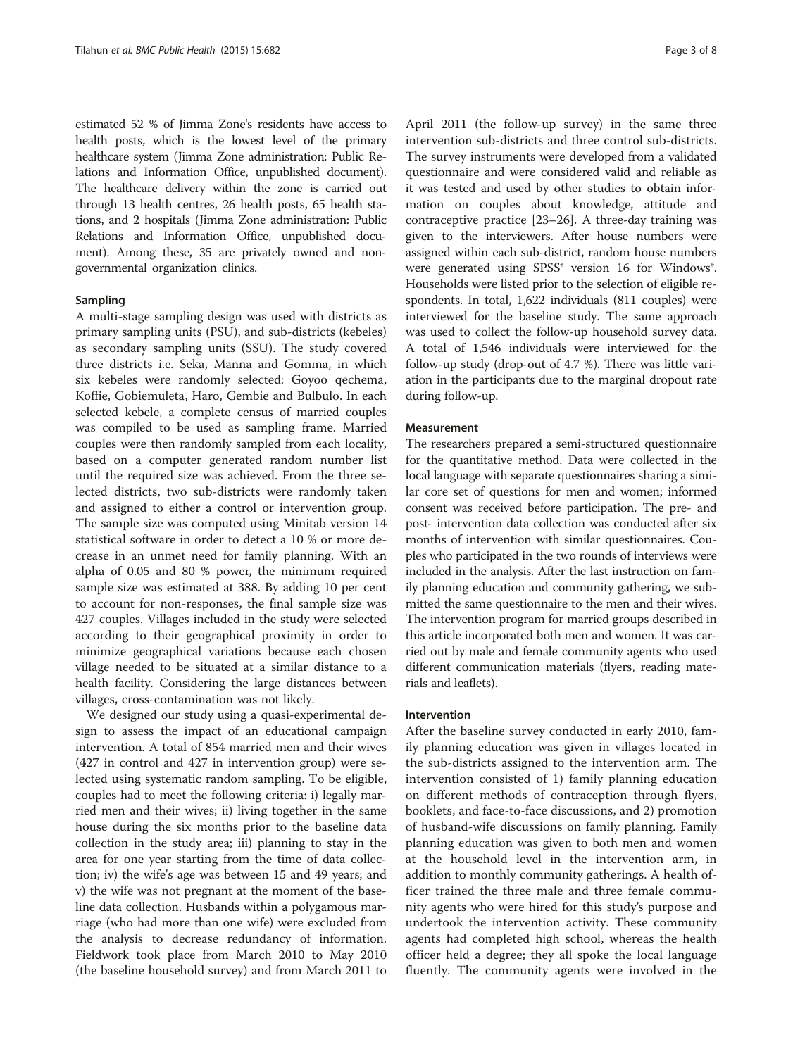estimated 52 % of Jimma Zone's residents have access to health posts, which is the lowest level of the primary healthcare system (Jimma Zone administration: Public Relations and Information Office, unpublished document). The healthcare delivery within the zone is carried out through 13 health centres, 26 health posts, 65 health stations, and 2 hospitals (Jimma Zone administration: Public Relations and Information Office, unpublished document). Among these, 35 are privately owned and non-governmental organization clinics.

## Sampling

A multi-stage sampling design was used with districts as primary sampling units (PSU), and sub-districts (kebeles) as secondary sampling units (SSU). The study covered three districts i.e. Seka, Manna and Gomma, in which six kebeles were randomly selected: Goyoo qechema, Koffie, Gobiemuleta, Haro, Gembie and Bulbulo. In each selected kebele, a complete census of married couples was compiled to be used as sampling frame. Married couples were then randomly sampled from each locality, based on a computer generated random number list until the required size was achieved. From the three selected districts, two sub-districts were randomly taken and assigned to either a control or intervention group. The sample size was computed using Minitab version 14 statistical software in order to detect a 10 % or more decrease in an unmet need for family planning. With an alpha of 0.05 and 80 % power, the minimum required sample size was estimated at 388. By adding 10 per cent to account for non-responses, the final sample size was 427 couples. Villages included in the study were selected according to their geographical proximity in order to minimize geographical variations because each chosen village needed to be situated at a similar distance to a health facility. Considering the large distances between villages, cross-contamination was not likely.

We designed our study using a quasi-experimental design to assess the impact of an educational campaign intervention. A total of 854 married men and their wives (427 in control and 427 in intervention group) were selected using systematic random sampling. To be eligible, couples had to meet the following criteria: i) legally married men and their wives; ii) living together in the same house during the six months prior to the baseline data collection in the study area; iii) planning to stay in the area for one year starting from the time of data collection; iv) the wife's age was between 15 and 49 years; and v) the wife was not pregnant at the moment of the baseline data collection. Husbands within a polygamous marriage (who had more than one wife) were excluded from the analysis to decrease redundancy of information. Fieldwork took place from March 2010 to May 2010 (the baseline household survey) and from March 2011 to April 2011 (the follow-up survey) in the same three intervention sub-districts and three control sub-districts. The survey instruments were developed from a validated questionnaire and were considered valid and reliable as it was tested and used by other studies to obtain information on couples about knowledge, attitude and contraceptive practice [23–26]. A three-day training was given to the interviewers. After house numbers were assigned within each sub-district, random house numbers were generated using SPSS® version 16 for Windows®. Households were listed prior to the selection of eligible respondents. In total, 1,622 individuals (811 couples) were interviewed for the baseline study. The same approach was used to collect the follow-up household survey data. A total of 1,546 individuals were interviewed for the follow-up study (drop-out of 4.7 %). There was little variation in the participants due to the marginal dropout rate during follow-up.

## Measurement

The researchers prepared a semi-structured questionnaire for the quantitative method. Data were collected in the local language with separate questionnaires sharing a similar core set of questions for men and women; informed consent was received before participation. The pre- and post- intervention data collection was conducted after six months of intervention with similar questionnaires. Couples who participated in the two rounds of interviews were included in the analysis. After the last instruction on family planning education and community gathering, we submitted the same questionnaire to the men and their wives. The intervention program for married groups described in this article incorporated both men and women. It was carried out by male and female community agents who used different communication materials (flyers, reading materials and leaflets).

## Intervention

After the baseline survey conducted in early 2010, family planning education was given in villages located in the sub-districts assigned to the intervention arm. The intervention consisted of 1) family planning education on different methods of contraception through flyers, booklets, and face-to-face discussions, and 2) promotion of husband-wife discussions on family planning. Family planning education was given to both men and women at the household level in the intervention arm, in addition to monthly community gatherings. A health officer trained the three male and three female community agents who were hired for this study's purpose and undertook the intervention activity. These community agents had completed high school, whereas the health officer held a degree; they all spoke the local language fluently. The community agents were involved in the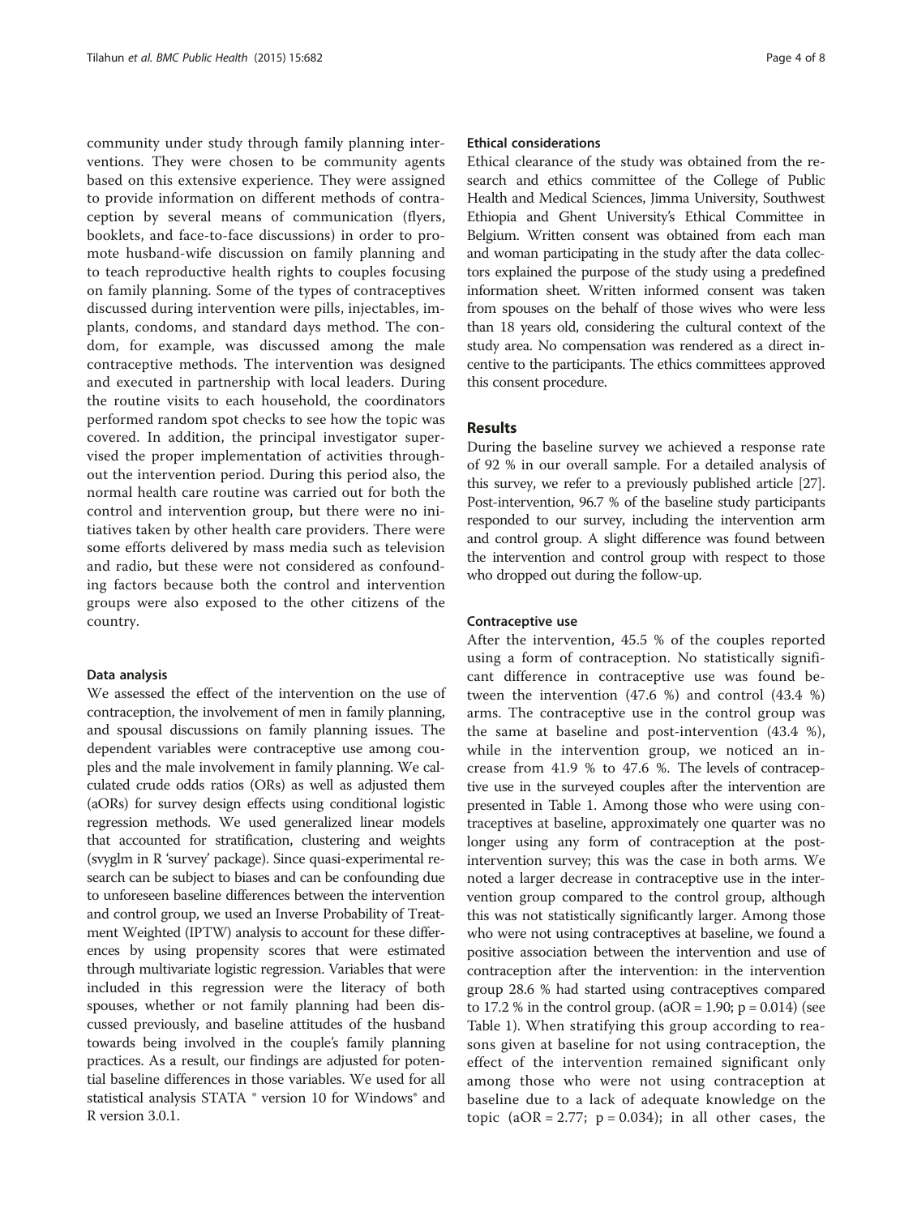community under study through family planning interventions. They were chosen to be community agents based on this extensive experience. They were assigned to provide information on different methods of contraception by several means of communication (flyers, booklets, and face-to-face discussions) in order to promote husband-wife discussion on family planning and to teach reproductive health rights to couples focusing on family planning. Some of the types of contraceptives discussed during intervention were pills, injectables, implants, condoms, and standard days method. The condom, for example, was discussed among the male contraceptive methods. The intervention was designed and executed in partnership with local leaders. During the routine visits to each household, the coordinators performed random spot checks to see how the topic was covered. In addition, the principal investigator supervised the proper implementation of activities throughout the intervention period. During this period also, the normal health care routine was carried out for both the control and intervention group, but there were no initiatives taken by other health care providers. There were some efforts delivered by mass media such as television and radio, but these were not considered as confounding factors because both the control and intervention groups were also exposed to the other citizens of the country.

### Data analysis

We assessed the effect of the intervention on the use of contraception, the involvement of men in family planning, and spousal discussions on family planning issues. The dependent variables were contraceptive use among couples and the male involvement in family planning. We calculated crude odds ratios (ORs) as well as adjusted them (aORs) for survey design effects using conditional logistic regression methods. We used generalized linear models that accounted for stratification, clustering and weights (svyglm in R 'survey' package). Since quasi-experimental research can be subject to biases and can be confounding due to unforeseen baseline differences between the intervention and control group, we used an Inverse Probability of Treatment Weighted (IPTW) analysis to account for these differences by using propensity scores that were estimated through multivariate logistic regression. Variables that were included in this regression were the literacy of both spouses, whether or not family planning had been discussed previously, and baseline attitudes of the husband towards being involved in the couple's family planning practices. As a result, our findings are adjusted for potential baseline differences in those variables. We used for all statistical analysis STATA ® version 10 for Windows® and R version 3.0.1.

### Ethical considerations

Ethical clearance of the study was obtained from the research and ethics committee of the College of Public Health and Medical Sciences, Jimma University, Southwest Ethiopia and Ghent University's Ethical Committee in Belgium. Written consent was obtained from each man and woman participating in the study after the data collectors explained the purpose of the study using a predefined information sheet. Written informed consent was taken from spouses on the behalf of those wives who were less than 18 years old, considering the cultural context of the study area. No compensation was rendered as a direct incentive to the participants. The ethics committees approved this consent procedure.

## Results

During the baseline survey we achieved a response rate of 92 % in our overall sample. For a detailed analysis of this survey, we refer to a previously published article [27]. Post-intervention, 96.7 % of the baseline study participants responded to our survey, including the intervention arm and control group. A slight difference was found between the intervention and control group with respect to those who dropped out during the follow-up.

### Contraceptive use

After the intervention, 45.5 % of the couples reported using a form of contraception. No statistically significant difference in contraceptive use was found between the intervention (47.6 %) and control (43.4 %) arms. The contraceptive use in the control group was the same at baseline and post-intervention (43.4 %), while in the intervention group, we noticed an increase from 41.9 % to 47.6 %. The levels of contraceptive use in the surveyed couples after the intervention are presented in Table 1. Among those who were using contraceptives at baseline, approximately one quarter was no longer using any form of contraception at the post-intervention survey; this was the case in both arms. We noted a larger decrease in contraceptive use in the intervention group compared to the control group, although this was not statistically significantly larger. Among those who were not using contraceptives at baseline, we found a positive association between the intervention and use of contraception after the intervention: in the intervention group 28.6 % had started using contraceptives compared to 17.2 % in the control group. (aOR = 1.90; $p = 0.014$) (see Table 1). When stratifying this group according to reasons given at baseline for not using contraception, the effect of the intervention remained significant only among those who were not using contraception at baseline due to a lack of adequate knowledge on the topic (aOR = 2.77; $p = 0.034$); in all other cases, the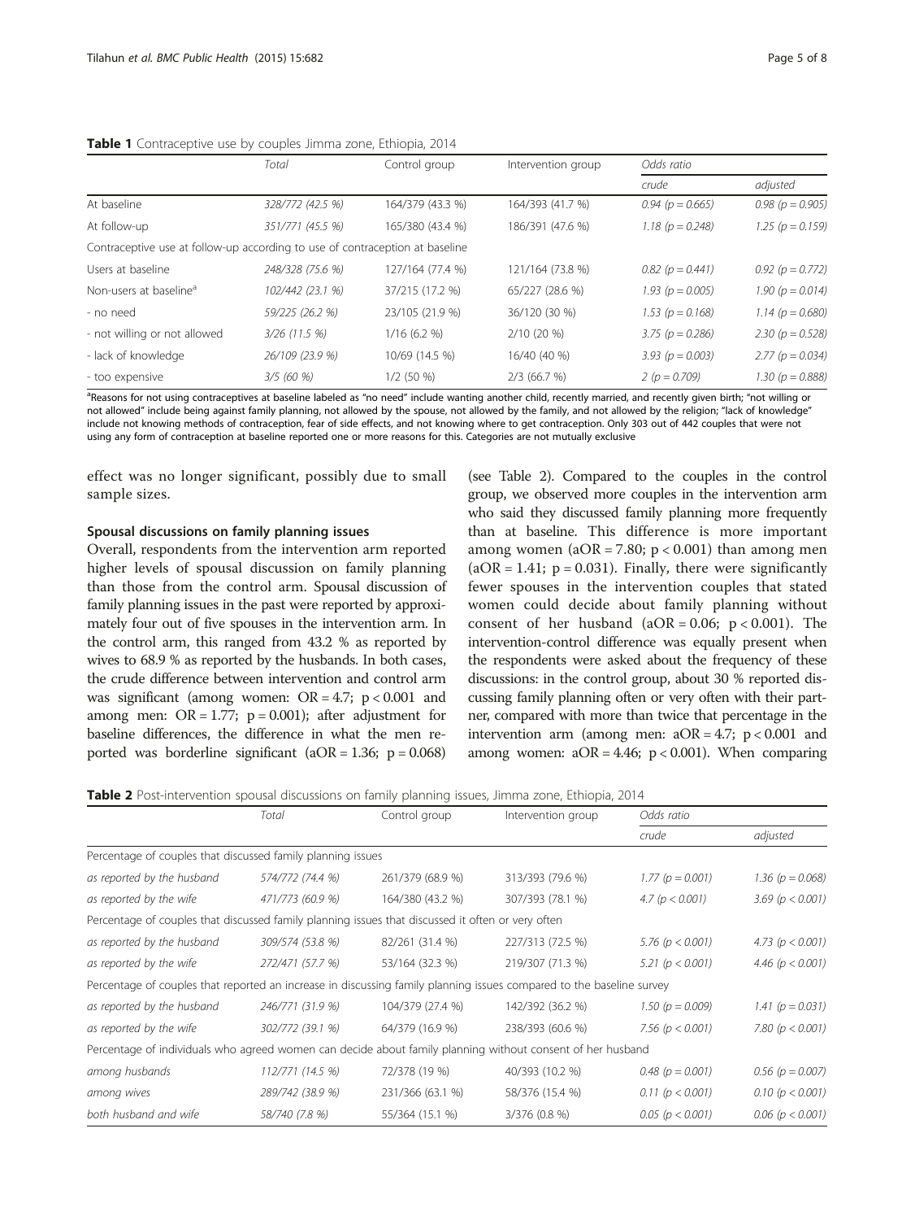**Table 1** Contraceptive use by couples Jimma zone, Ethiopia, 2014

| | Total | Control group | Intervention group | Odds ratio | |
|---|---|---|---|---|---|
| | | | | crude | adjusted |
| At baseline | 328/772 (42.5 %) | 164/379 (43.3 %) | 164/393 (41.7 %) | 0.94 (p = 0.665) | 0.98 (p = 0.905) |
| At follow-up | 351/771 (45.5 %) | 165/380 (43.4 %) | 186/391 (47.6 %) | 1.18 (p = 0.248) | 1.25 (p = 0.159) |
| Contraceptive use at follow-up according to use of contraception at baseline | | | | | |
| Users at baseline | 248/328 (75.6 %) | 127/164 (77.4 %) | 121/164 (73.8 %) | 0.82 (p = 0.441) | 0.92 (p = 0.772) |
| Non-users at baseline[a] | 102/442 (23.1 %) | 37/215 (17.2 %) | 65/227 (28.6 %) | 1.93 (p = 0.005) | 1.90 (p = 0.014) |
| - no need | 59/225 (26.2 %) | 23/105 (21.9 %) | 36/120 (30 %) | 1.53 (p = 0.168) | 1.14 (p = 0.680) |
| - not willing or not allowed | 3/26 (11.5 %) | 1/16 (6.2 %) | 2/10 (20 %) | 3.75 (p = 0.286) | 2.30 (p = 0.528) |
| - lack of knowledge | 26/109 (23.9 %) | 10/69 (14.5 %) | 16/40 (40 %) | 3.93 (p = 0.003) | 2.77 (p = 0.034) |
| - too expensive | 3/5 (60 %) | 1/2 (50 %) | 2/3 (66.7 %) | 2 (p = 0.709) | 1.30 (p = 0.888) |

[a]Reasons for not using contraceptives at baseline labeled as "no need" include wanting another child, recently married, and recently given birth; "not willing or not allowed" include being against family planning, not allowed by the spouse, not allowed by the family, and not allowed by the religion; "lack of knowledge" include not knowing methods of contraception, fear of side effects, and not knowing where to get contraception. Only 303 out of 442 couples that were not using any form of contraception at baseline reported one or more reasons for this. Categories are not mutually exclusive

effect was no longer significant, possibly due to small sample sizes.

#### Spousal discussions on family planning issues

Overall, respondents from the intervention arm reported higher levels of spousal discussion on family planning than those from the control arm. Spousal discussion of family planning issues in the past were reported by approximately four out of five spouses in the intervention arm. In the control arm, this ranged from 43.2 % as reported by wives to 68.9 % as reported by the husbands. In both cases, the crude difference between intervention and control arm was significant (among women: OR = 4.7; $p < 0.001$ and among men: OR = 1.77; $p = 0.001$); after adjustment for baseline differences, the difference in what the men reported was borderline significant (aOR = 1.36; $p = 0.068$) (see Table 2). Compared to the couples in the control group, we observed more couples in the intervention arm who said they discussed family planning more frequently than at baseline. This difference is more important among women (aOR = 7.80; $p < 0.001$) than among men (aOR = 1.41; $p = 0.031$). Finally, there were significantly fewer spouses in the intervention couples that stated women could decide about family planning without consent of her husband (aOR = 0.06; $p < 0.001$). The intervention-control difference was equally present when the respondents were asked about the frequency of these discussions: in the control group, about 30 % reported discussing family planning often or very often with their partner, compared with more than twice that percentage in the intervention arm (among men: aOR = 4.7; $p < 0.001$ and among women: aOR = 4.46; $p < 0.001$). When comparing

**Table 2** Post-intervention spousal discussions on family planning issues, Jimma zone, Ethiopia, 2014

| | Total | Control group | Intervention group | Odds ratio | |
|---|---|---|---|---|---|
| | | | | crude | adjusted |
| Percentage of couples that discussed family planning issues | | | | | |
| as reported by the husband | 574/772 (74.4 %) | 261/379 (68.9 %) | 313/393 (79.6 %) | 1.77 (p = 0.001) | 1.36 (p = 0.068) |
| as reported by the wife | 471/773 (60.9 %) | 164/380 (43.2 %) | 307/393 (78.1 %) | 4.7 (p < 0.001) | 3.69 (p < 0.001) |
| Percentage of couples that discussed family planning issues that discussed it often or very often | | | | | |
| as reported by the husband | 309/574 (53.8 %) | 82/261 (31.4 %) | 227/313 (72.5 %) | 5.76 (p < 0.001) | 4.73 (p < 0.001) |
| as reported by the wife | 272/471 (57.7 %) | 53/164 (32.3 %) | 219/307 (71.3 %) | 5.21 (p < 0.001) | 4.46 (p < 0.001) |
| Percentage of couples that reported an increase in discussing family planning issues compared to the baseline survey | | | | | |
| as reported by the husband | 246/771 (31.9 %) | 104/379 (27.4 %) | 142/392 (36.2 %) | 1.50 (p = 0.009) | 1.41 (p = 0.031) |
| as reported by the wife | 302/772 (39.1 %) | 64/379 (16.9 %) | 238/393 (60.6 %) | 7.56 (p < 0.001) | 7.80 (p < 0.001) |
| Percentage of individuals who agreed women can decide about family planning without consent of her husband | | | | | |
| among husbands | 112/771 (14.5 %) | 72/378 (19 %) | 40/393 (10.2 %) | 0.48 (p = 0.001) | 0.56 (p = 0.007) |
| among wives | 289/742 (38.9 %) | 231/366 (63.1 %) | 58/376 (15.4 %) | 0.11 (p < 0.001) | 0.10 (p < 0.001) |
| both husband and wife | 58/740 (7.8 %) | 55/364 (15.1 %) | 3/376 (0.8 %) | 0.05 (p < 0.001) | 0.06 (p < 0.001) |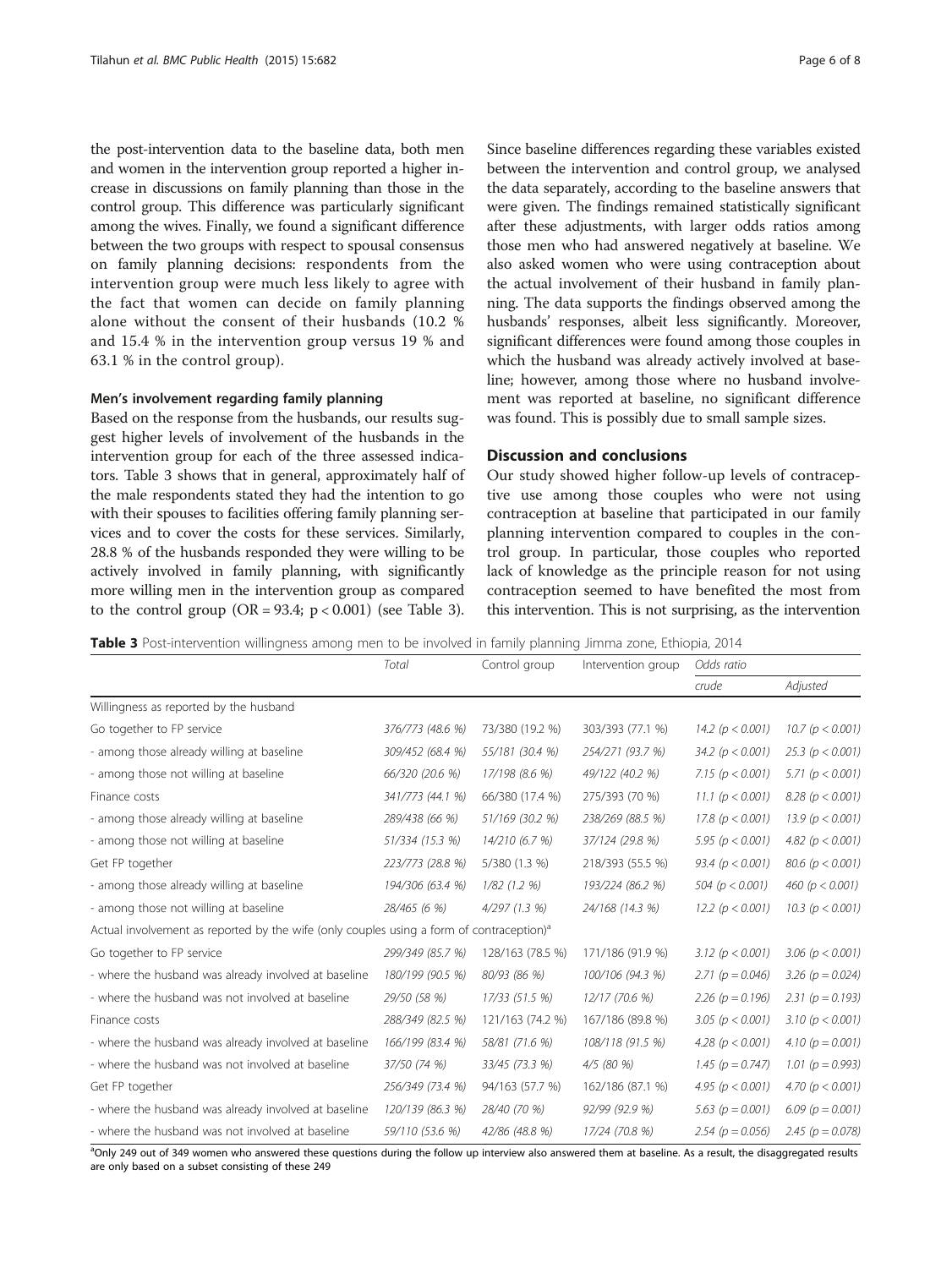the post-intervention data to the baseline data, both men and women in the intervention group reported a higher increase in discussions on family planning than those in the control group. This difference was particularly significant among the wives. Finally, we found a significant difference between the two groups with respect to spousal consensus on family planning decisions: respondents from the intervention group were much less likely to agree with the fact that women can decide on family planning alone without the consent of their husbands (10.2 % and 15.4 % in the intervention group versus 19 % and 63.1 % in the control group).

### Men's involvement regarding family planning

Based on the response from the husbands, our results suggest higher levels of involvement of the husbands in the intervention group for each of the three assessed indicators. Table 3 shows that in general, approximately half of the male respondents stated they had the intention to go with their spouses to facilities offering family planning services and to cover the costs for these services. Similarly, 28.8 % of the husbands responded they were willing to be actively involved in family planning, with significantly more willing men in the intervention group as compared to the control group (OR = 93.4; $p < 0.001$) (see Table 3). Since baseline differences regarding these variables existed between the intervention and control group, we analysed the data separately, according to the baseline answers that were given. The findings remained statistically significant after these adjustments, with larger odds ratios among those men who had answered negatively at baseline. We also asked women who were using contraception about the actual involvement of their husband in family planning. The data supports the findings observed among the husbands' responses, albeit less significantly. Moreover, significant differences were found among those couples in which the husband was already actively involved at baseline; however, among those where no husband involvement was reported at baseline, no significant difference was found. This is possibly due to small sample sizes.

## Discussion and conclusions

Our study showed higher follow-up levels of contraceptive use among those couples who were not using contraception at baseline that participated in our family planning intervention compared to couples in the control group. In particular, those couples who reported lack of knowledge as the principle reason for not using contraception seemed to have benefited the most from this intervention. This is not surprising, as the intervention

**Table 3** Post-intervention willingness among men to be involved in family planning Jimma zone, Ethiopia, 2014

| | Total | Control group | Intervention group | Odds ratio | |
|---|---|---|---|---|---|
| | | | | crude | Adjusted |
| Willingness as reported by the husband | | | | | |
| Go together to FP service | 376/773 (48.6 %) | 73/380 (19.2 %) | 303/393 (77.1 %) | 14.2 ($p < 0.001$) | 10.7 ($p < 0.001$) |
| - among those already willing at baseline | 309/452 (68.4 %) | 55/181 (30.4 %) | 254/271 (93.7 %) | 34.2 ($p < 0.001$) | 25.3 ($p < 0.001$) |
| - among those not willing at baseline | 66/320 (20.6 %) | 17/198 (8.6 %) | 49/122 (40.2 %) | 7.15 ($p < 0.001$) | 5.71 ($p < 0.001$) |
| Finance costs | 341/773 (44.1 %) | 66/380 (17.4 %) | 275/393 (70 %) | 11.1 ($p < 0.001$) | 8.28 ($p < 0.001$) |
| - among those already willing at baseline | 289/438 (66 %) | 51/169 (30.2 %) | 238/269 (88.5 %) | 17.8 ($p < 0.001$) | 13.9 ($p < 0.001$) |
| - among those not willing at baseline | 51/334 (15.3 %) | 14/210 (6.7 %) | 37/124 (29.8 %) | 5.95 ($p < 0.001$) | 4.82 ($p < 0.001$) |
| Get FP together | 223/773 (28.8 %) | 5/380 (1.3 %) | 218/393 (55.5 %) | 93.4 ($p < 0.001$) | 80.6 ($p < 0.001$) |
| - among those already willing at baseline | 194/306 (63.4 %) | 1/82 (1.2 %) | 193/224 (86.2 %) | 504 ($p < 0.001$) | 460 ($p < 0.001$) |
| - among those not willing at baseline | 28/465 (6 %) | 4/297 (1.3 %) | 24/168 (14.3 %) | 12.2 ($p < 0.001$) | 10.3 ($p < 0.001$) |
| Actual involvement as reported by the wife (only couples using a form of contraception)[a] | | | | | |
| Go together to FP service | 299/349 (85.7 %) | 128/163 (78.5 %) | 171/186 (91.9 %) | 3.12 ($p < 0.001$) | 3.06 ($p < 0.001$) |
| - where the husband was already involved at baseline | 180/199 (90.5 %) | 80/93 (86 %) | 100/106 (94.3 %) | 2.71 ($p = 0.046$) | 3.26 ($p = 0.024$) |
| - where the husband was not involved at baseline | 29/50 (58 %) | 17/33 (51.5 %) | 12/17 (70.6 %) | 2.26 ($p = 0.196$) | 2.31 ($p = 0.193$) |
| Finance costs | 288/349 (82.5 %) | 121/163 (74.2 %) | 167/186 (89.8 %) | 3.05 ($p < 0.001$) | 3.10 ($p < 0.001$) |
| - where the husband was already involved at baseline | 166/199 (83.4 %) | 58/81 (71.6 %) | 108/118 (91.5 %) | 4.28 ($p < 0.001$) | 4.10 ($p = 0.001$) |
| - where the husband was not involved at baseline | 37/50 (74 %) | 33/45 (73.3 %) | 4/5 (80 %) | 1.45 ($p = 0.747$) | 1.01 ($p = 0.993$) |
| Get FP together | 256/349 (73.4 %) | 94/163 (57.7 %) | 162/186 (87.1 %) | 4.95 ($p < 0.001$) | 4.70 ($p < 0.001$) |
| - where the husband was already involved at baseline | 120/139 (86.3 %) | 28/40 (70 %) | 92/99 (92.9 %) | 5.63 ($p = 0.001$) | 6.09 ($p = 0.001$) |
| - where the husband was not involved at baseline | 59/110 (53.6 %) | 42/86 (48.8 %) | 17/24 (70.8 %) | 2.54 ($p = 0.056$) | 2.45 ($p = 0.078$) |

[a]Only 249 out of 349 women who answered these questions during the follow up interview also answered them at baseline. As a result, the disaggregated results are only based on a subset consisting of these 249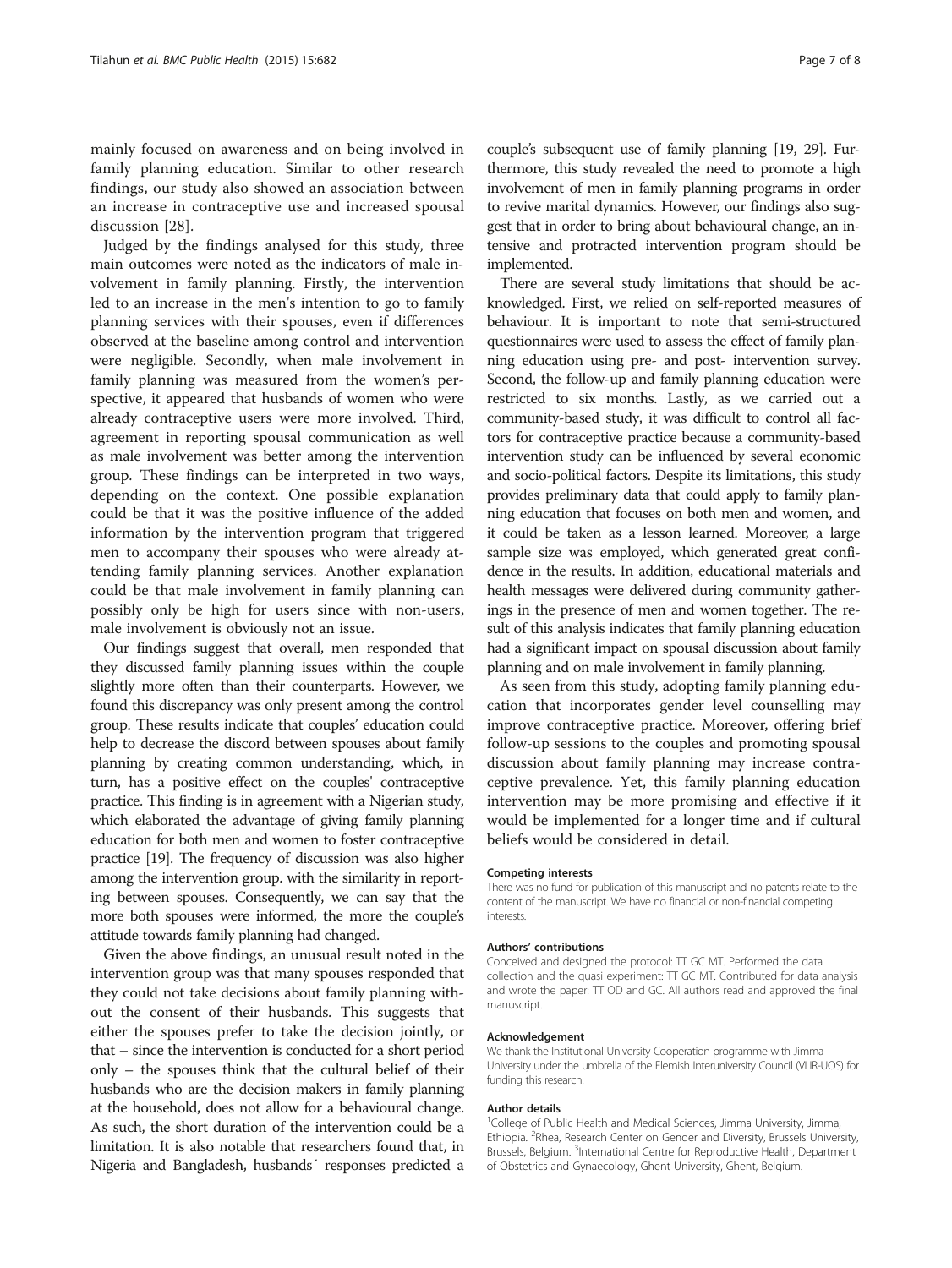mainly focused on awareness and on being involved in family planning education. Similar to other research findings, our study also showed an association between an increase in contraceptive use and increased spousal discussion [28].

Judged by the findings analysed for this study, three main outcomes were noted as the indicators of male involvement in family planning. Firstly, the intervention led to an increase in the men's intention to go to family planning services with their spouses, even if differences observed at the baseline among control and intervention were negligible. Secondly, when male involvement in family planning was measured from the women's perspective, it appeared that husbands of women who were already contraceptive users were more involved. Third, agreement in reporting spousal communication as well as male involvement was better among the intervention group. These findings can be interpreted in two ways, depending on the context. One possible explanation could be that it was the positive influence of the added information by the intervention program that triggered men to accompany their spouses who were already attending family planning services. Another explanation could be that male involvement in family planning can possibly only be high for users since with non-users, male involvement is obviously not an issue.

Our findings suggest that overall, men responded that they discussed family planning issues within the couple slightly more often than their counterparts. However, we found this discrepancy was only present among the control group. These results indicate that couples' education could help to decrease the discord between spouses about family planning by creating common understanding, which, in turn, has a positive effect on the couples' contraceptive practice. This finding is in agreement with a Nigerian study, which elaborated the advantage of giving family planning education for both men and women to foster contraceptive practice [19]. The frequency of discussion was also higher among the intervention group. with the similarity in reporting between spouses. Consequently, we can say that the more both spouses were informed, the more the couple's attitude towards family planning had changed.

Given the above findings, an unusual result noted in the intervention group was that many spouses responded that they could not take decisions about family planning without the consent of their husbands. This suggests that either the spouses prefer to take the decision jointly, or that – since the intervention is conducted for a short period only – the spouses think that the cultural belief of their husbands who are the decision makers in family planning at the household, does not allow for a behavioural change. As such, the short duration of the intervention could be a limitation. It is also notable that researchers found that, in Nigeria and Bangladesh, husbands´ responses predicted a couple's subsequent use of family planning [19, 29]. Furthermore, this study revealed the need to promote a high involvement of men in family planning programs in order to revive marital dynamics. However, our findings also suggest that in order to bring about behavioural change, an intensive and protracted intervention program should be implemented.

There are several study limitations that should be acknowledged. First, we relied on self-reported measures of behaviour. It is important to note that semi-structured questionnaires were used to assess the effect of family planning education using pre- and post- intervention survey. Second, the follow-up and family planning education were restricted to six months. Lastly, as we carried out a community-based study, it was difficult to control all factors for contraceptive practice because a community-based intervention study can be influenced by several economic and socio-political factors. Despite its limitations, this study provides preliminary data that could apply to family planning education that focuses on both men and women, and it could be taken as a lesson learned. Moreover, a large sample size was employed, which generated great confidence in the results. In addition, educational materials and health messages were delivered during community gatherings in the presence of men and women together. The result of this analysis indicates that family planning education had a significant impact on spousal discussion about family planning and on male involvement in family planning.

As seen from this study, adopting family planning education that incorporates gender level counselling may improve contraceptive practice. Moreover, offering brief follow-up sessions to the couples and promoting spousal discussion about family planning may increase contraceptive prevalence. Yet, this family planning education intervention may be more promising and effective if it would be implemented for a longer time and if cultural beliefs would be considered in detail.

#### Competing interests

There was no fund for publication of this manuscript and no patents relate to the content of the manuscript. We have no financial or non-financial competing interests.

#### Authors' contributions

Conceived and designed the protocol: TT GC MT. Performed the data collection and the quasi experiment: TT GC MT. Contributed for data analysis and wrote the paper: TT OD and GC. All authors read and approved the final manuscript.

#### Acknowledgement

We thank the Institutional University Cooperation programme with Jimma University under the umbrella of the Flemish Interuniversity Council (VLIR-UOS) for funding this research.

#### Author details

[1]College of Public Health and Medical Sciences, Jimma University, Jimma, Ethiopia. [2]Rhea, Research Center on Gender and Diversity, Brussels University, Brussels, Belgium. [3]International Centre for Reproductive Health, Department of Obstetrics and Gynaecology, Ghent University, Ghent, Belgium.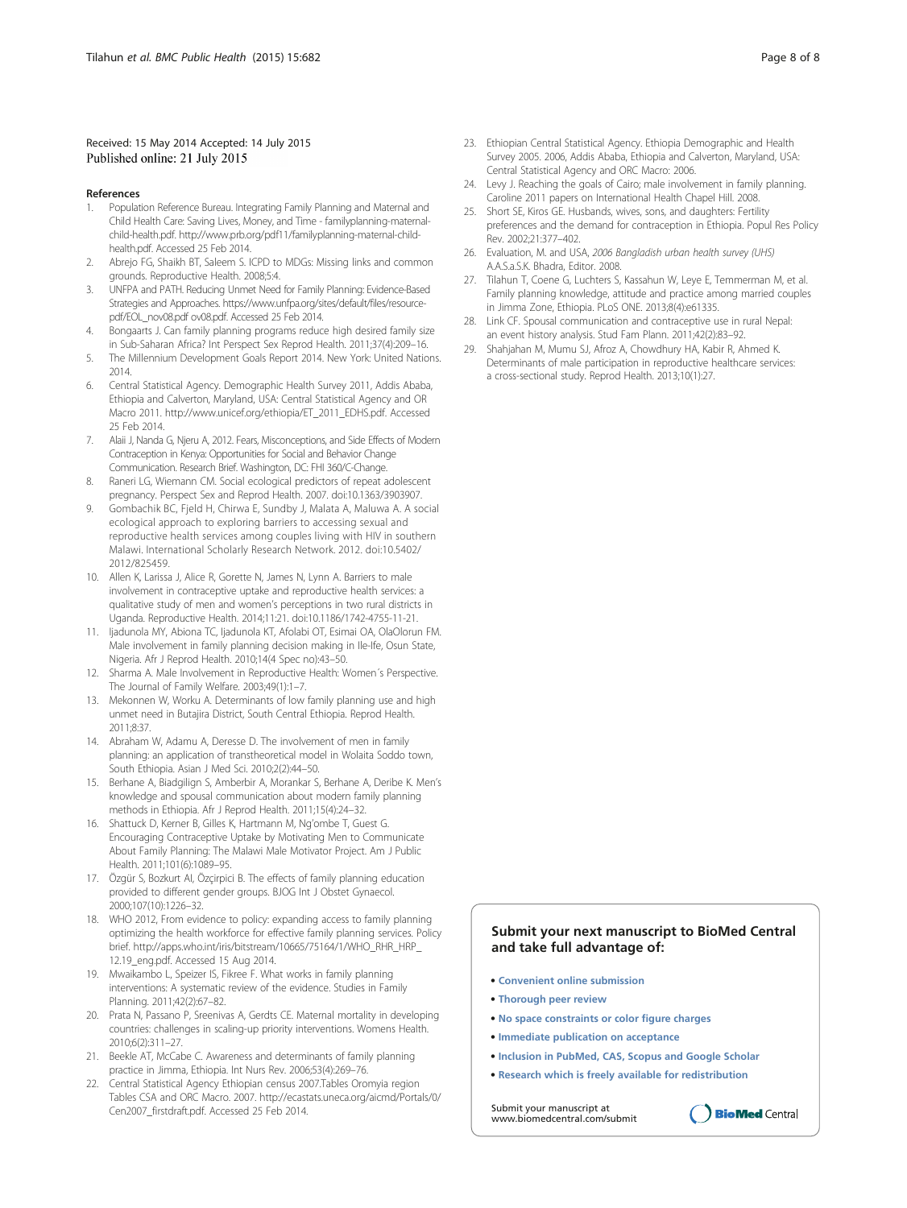Received: 15 May 2014 Accepted: 14 July 2015
Published online: 21 July 2015

## References

1. Population Reference Bureau. Integrating Family Planning and Maternal and Child Health Care: Saving Lives, Money, and Time - familyplanning-maternal-child-health.pdf. http://www.prb.org/pdf11/familyplanning-maternal-child-health.pdf. Accessed 25 Feb 2014.
2. Abrejo FG, Shaikh BT, Saleem S. ICPD to MDGs: Missing links and common grounds. Reproductive Health. 2008;5:4.
3. UNFPA and PATH. Reducing Unmet Need for Family Planning: Evidence-Based Strategies and Approaches. https://www.unfpa.org/sites/default/files/resource-pdf/EOL_nov08.pdf ov08.pdf. Accessed 25 Feb 2014.
4. Bongaarts J. Can family planning programs reduce high desired family size in Sub-Saharan Africa? Int Perspect Sex Reprod Health. 2011;37(4):209–16.
5. The Millennium Development Goals Report 2014. New York: United Nations. 2014.
6. Central Statistical Agency. Demographic Health Survey 2011, Addis Ababa, Ethiopia and Calverton, Maryland, USA: Central Statistical Agency and OR Macro 2011. http://www.unicef.org/ethiopia/ET_2011_EDHS.pdf. Accessed 25 Feb 2014.
7. Alaii J, Nanda G, Njeru A, 2012. Fears, Misconceptions, and Side Effects of Modern Contraception in Kenya: Opportunities for Social and Behavior Change Communication. Research Brief. Washington, DC: FHI 360/C-Change.
8. Raneri LG, Wiemann CM. Social ecological predictors of repeat adolescent pregnancy. Perspect Sex and Reprod Health. 2007. doi:10.1363/3903907.
9. Gombachik BC, Fjeld H, Chirwa E, Sundby J, Malata A, Maluwa A. A social ecological approach to exploring barriers to accessing sexual and reproductive health services among couples living with HIV in southern Malawi. International Scholarly Research Network. 2012. doi:10.5402/2012/825459.
10. Allen K, Larissa J, Alice R, Gorette N, James N, Lynn A. Barriers to male involvement in contraceptive uptake and reproductive health services: a qualitative study of men and women's perceptions in two rural districts in Uganda. Reproductive Health. 2014;11:21. doi:10.1186/1742-4755-11-21.
11. Ijadunola MY, Abiona TC, Ijadunola KT, Afolabi OT, Esimai OA, OlaOlorun FM. Male involvement in family planning decision making in Ile-Ife, Osun State, Nigeria. Afr J Reprod Health. 2010;14(4 Spec no):43–50.
12. Sharma A. Male Involvement in Reproductive Health: Women´s Perspective. The Journal of Family Welfare. 2003;49(1):1–7.
13. Mekonnen W, Worku A. Determinants of low family planning use and high unmet need in Butajira District, South Central Ethiopia. Reprod Health. 2011;8:37.
14. Abraham W, Adamu A, Deresse D. The involvement of men in family planning: an application of transtheoretical model in Wolaita Soddo town, South Ethiopia. Asian J Med Sci. 2010;2(2):44–50.
15. Berhane A, Biadgilign S, Amberbir A, Morankar S, Berhane A, Deribe K. Men's knowledge and spousal communication about modern family planning methods in Ethiopia. Afr J Reprod Health. 2011;15(4):24–32.
16. Shattuck D, Kerner B, Gilles K, Hartmann M, Ng'ombe T, Guest G. Encouraging Contraceptive Uptake by Motivating Men to Communicate About Family Planning: The Malawi Male Motivator Project. Am J Public Health. 2011;101(6):1089–95.
17. Özgür S, Bozkurt AI, Özçirpici B. The effects of family planning education provided to different gender groups. BJOG Int J Obstet Gynaecol. 2000;107(10):1226–32.
18. WHO 2012, From evidence to policy: expanding access to family planning optimizing the health workforce for effective family planning services. Policy brief. http://apps.who.int/iris/bitstream/10665/75164/1/WHO_RHR_HRP_12.19_eng.pdf. Accessed 15 Aug 2014.
19. Mwaikambo L, Speizer IS, Fikree F. What works in family planning interventions: A systematic review of the evidence. Studies in Family Planning. 2011;42(2):67–82.
20. Prata N, Passano P, Sreenivas A, Gerdts CE. Maternal mortality in developing countries: challenges in scaling-up priority interventions. Womens Health. 2010;6(2):311–27.
21. Beekle AT, McCabe C. Awareness and determinants of family planning practice in Jimma, Ethiopia. Int Nurs Rev. 2006;53(4):269–76.
22. Central Statistical Agency Ethiopian census 2007.Tables Oromyia region Tables CSA and ORC Macro. 2007. http://ecastats.uneca.org/aicmd/Portals/0/Cen2007_firstdraft.pdf. Accessed 25 Feb 2014.
23. Ethiopian Central Statistical Agency. Ethiopia Demographic and Health Survey 2005. 2006, Addis Ababa, Ethiopia and Calverton, Maryland, USA: Central Statistical Agency and ORC Macro: 2006.
24. Levy J. Reaching the goals of Cairo; male involvement in family planning. Caroline 2011 papers on International Health Chapel Hill. 2008.
25. Short SE, Kiros GE. Husbands, wives, sons, and daughters: Fertility preferences and the demand for contraception in Ethiopia. Popul Res Policy Rev. 2002;21:377–402.
26. Evaluation, M. and USA, *2006 Bangladish urban health survey (UHS)* A.A.S.a.S.K. Bhadra, Editor. 2008.
27. Tilahun T, Coene G, Luchters S, Kassahun W, Leye E, Temmerman M, et al. Family planning knowledge, attitude and practice among married couples in Jimma Zone, Ethiopia. PLoS ONE. 2013;8(4):e61335.
28. Link CF. Spousal communication and contraceptive use in rural Nepal: an event history analysis. Stud Fam Plann. 2011;42(2):83–92.
29. Shahjahan M, Mumu SJ, Afroz A, Chowdhury HA, Kabir R, Ahmed K. Determinants of male participation in reproductive healthcare services: a cross-sectional study. Reprod Health. 2013;10(1):27.

**Submit your next manuscript to BioMed Central and take full advantage of:**

- Convenient online submission
- Thorough peer review
- No space constraints or color figure charges
- Immediate publication on acceptance
- Inclusion in PubMed, CAS, Scopus and Google Scholar
- Research which is freely available for redistribution

Submit your manuscript at www.biomedcentral.com/submit

BioMed Central